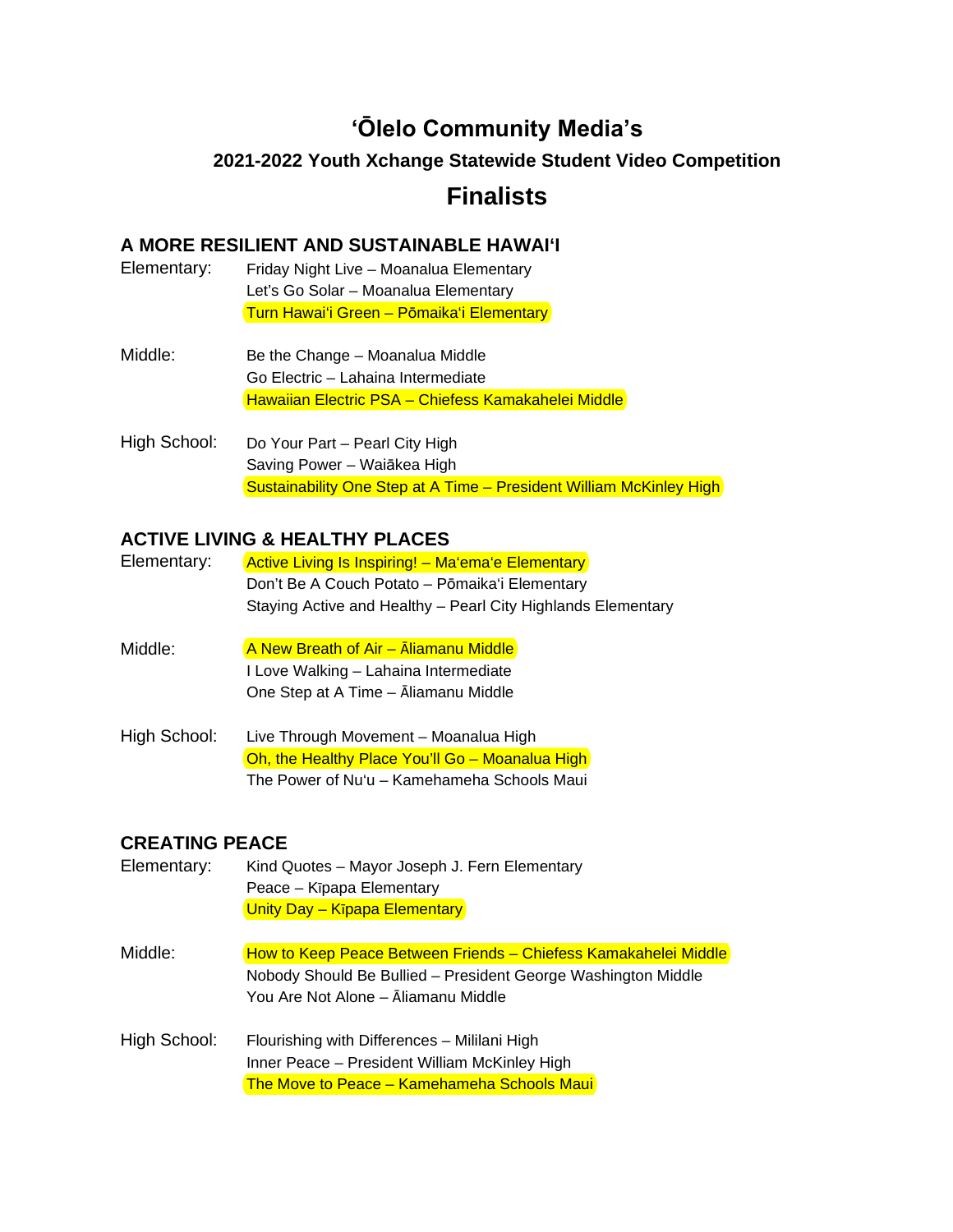# ʻŌlelo Community Media's

## 2021-2022 Youth Xchange Statewide Student Video Competition

# Finalists

### A MORE RESILIENT AND SUSTAINABLE HAWAIʻI

**Elementary:**
- Friday Night Live – Moanalua Elementary
- Let's Go Solar – Moanalua Elementary
- Turn Hawaiʻi Green – Pōmaikaʻi Elementary

**Middle:**
- Be the Change – Moanalua Middle
- Go Electric – Lahaina Intermediate
- Hawaiian Electric PSA – Chiefess Kamakahelei Middle

**High School:**
- Do Your Part – Pearl City High
- Saving Power – Waiākea High
- Sustainability One Step at A Time – President William McKinley High

### ACTIVE LIVING & HEALTHY PLACES

**Elementary:**
- Active Living Is Inspiring! – Maʻemaʻe Elementary
- Don't Be A Couch Potato – Pōmaikaʻi Elementary
- Staying Active and Healthy – Pearl City Highlands Elementary

**Middle:**
- A New Breath of Air – Āliamanu Middle
- I Love Walking – Lahaina Intermediate
- One Step at A Time – Āliamanu Middle

**High School:**
- Live Through Movement – Moanalua High
- Oh, the Healthy Place You'll Go – Moanalua High
- The Power of Nuʻu – Kamehameha Schools Maui

### CREATING PEACE

**Elementary:**
- Kind Quotes – Mayor Joseph J. Fern Elementary
- Peace – Kīpapa Elementary
- Unity Day – Kīpapa Elementary

**Middle:**
- How to Keep Peace Between Friends – Chiefess Kamakahelei Middle
- Nobody Should Be Bullied – President George Washington Middle
- You Are Not Alone – Āliamanu Middle

**High School:**
- Flourishing with Differences – Mililani High
- Inner Peace – President William McKinley High
- The Move to Peace – Kamehameha Schools Maui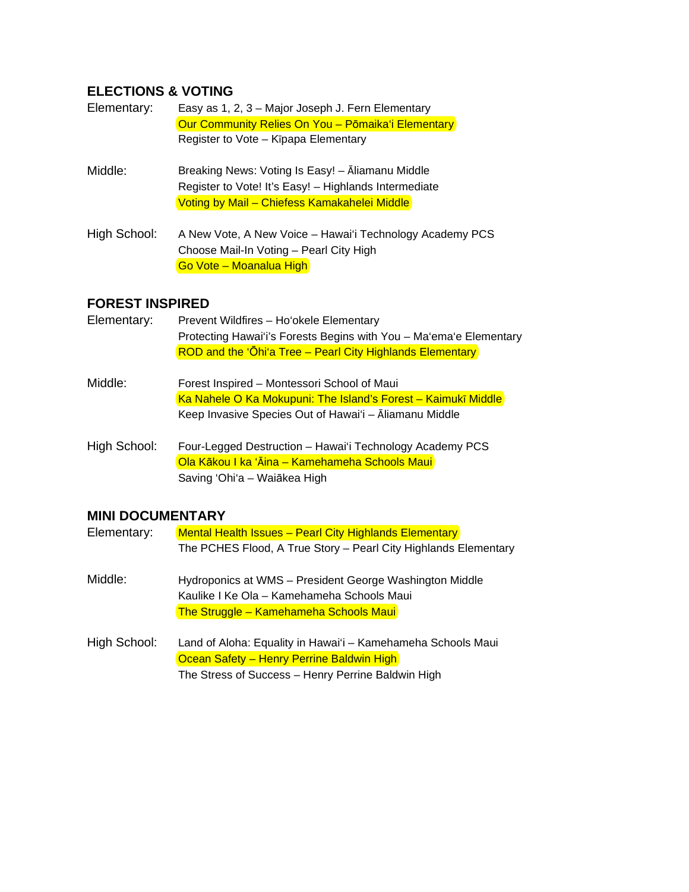## ELECTIONS & VOTING

Elementary:
- Easy as 1, 2, 3 – Major Joseph J. Fern Elementary
- Our Community Relies On You – Pōmaikaʻi Elementary
- Register to Vote – Kīpapa Elementary

Middle:
- Breaking News: Voting Is Easy! – Āliamanu Middle
- Register to Vote! It's Easy! – Highlands Intermediate
- Voting by Mail – Chiefess Kamakahelei Middle

High School:
- A New Vote, A New Voice – Hawaiʻi Technology Academy PCS
- Choose Mail-In Voting – Pearl City High
- Go Vote – Moanalua High

## FOREST INSPIRED

Elementary:
- Prevent Wildfires – Hoʻokele Elementary
- Protecting Hawaiʻi's Forests Begins with You – Maʻemaʻe Elementary
- ROD and the ʻŌhiʻa Tree – Pearl City Highlands Elementary

Middle:
- Forest Inspired – Montessori School of Maui
- Ka Nahele O Ka Mokupuni: The Island's Forest – Kaimukī Middle
- Keep Invasive Species Out of Hawaiʻi – Āliamanu Middle

High School:
- Four-Legged Destruction – Hawaiʻi Technology Academy PCS
- Ola Kākou I ka ʻĀina – Kamehameha Schools Maui
- Saving ʻOhiʻa – Waiākea High

## MINI DOCUMENTARY

Elementary:
- Mental Health Issues – Pearl City Highlands Elementary
- The PCHES Flood, A True Story – Pearl City Highlands Elementary

Middle:
- Hydroponics at WMS – President George Washington Middle
- Kaulike I Ke Ola – Kamehameha Schools Maui
- The Struggle – Kamehameha Schools Maui

High School:
- Land of Aloha: Equality in Hawaiʻi – Kamehameha Schools Maui
- Ocean Safety – Henry Perrine Baldwin High
- The Stress of Success – Henry Perrine Baldwin High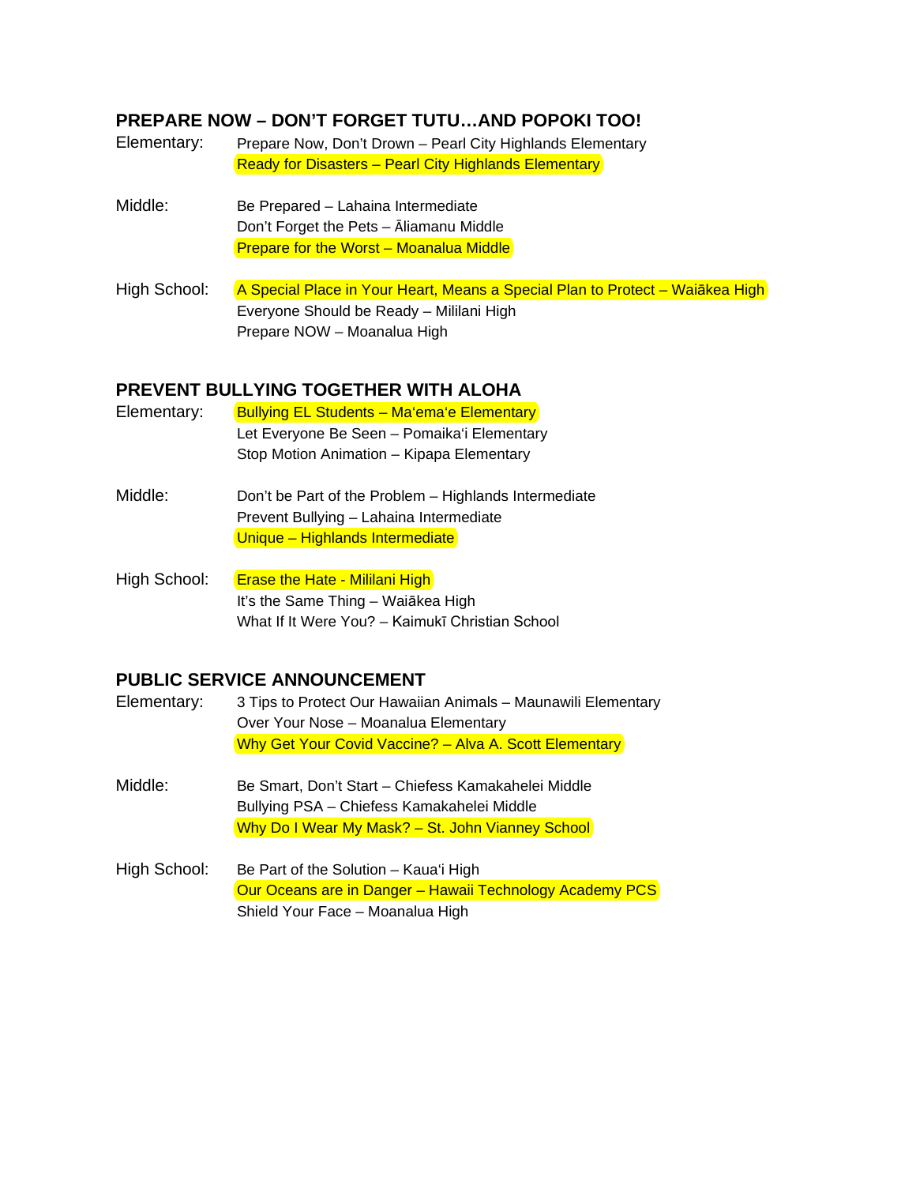### PREPARE NOW – DON'T FORGET TUTU…AND POPOKI TOO!

Elementary:
- Prepare Now, Don't Drown – Pearl City Highlands Elementary
- Ready for Disasters – Pearl City Highlands Elementary

Middle:
- Be Prepared – Lahaina Intermediate
- Don't Forget the Pets – Āliamanu Middle
- Prepare for the Worst – Moanalua Middle

High School:
- A Special Place in Your Heart, Means a Special Plan to Protect – Waiākea High
- Everyone Should be Ready – Mililani High
- Prepare NOW – Moanalua High

### PREVENT BULLYING TOGETHER WITH ALOHA

Elementary:
- Bullying EL Students – Maʻemaʻe Elementary
- Let Everyone Be Seen – Pomaikaʻi Elementary
- Stop Motion Animation – Kipapa Elementary

Middle:
- Don't be Part of the Problem – Highlands Intermediate
- Prevent Bullying – Lahaina Intermediate
- Unique – Highlands Intermediate

High School:
- Erase the Hate - Mililani High
- It's the Same Thing – Waiākea High
- What If It Were You? – Kaimukī Christian School

### PUBLIC SERVICE ANNOUNCEMENT

Elementary:
- 3 Tips to Protect Our Hawaiian Animals – Maunawili Elementary
- Over Your Nose – Moanalua Elementary
- Why Get Your Covid Vaccine? – Alva A. Scott Elementary

Middle:
- Be Smart, Don't Start – Chiefess Kamakahelei Middle
- Bullying PSA – Chiefess Kamakahelei Middle
- Why Do I Wear My Mask? – St. John Vianney School

High School:
- Be Part of the Solution – Kauaʻi High
- Our Oceans are in Danger – Hawaii Technology Academy PCS
- Shield Your Face – Moanalua High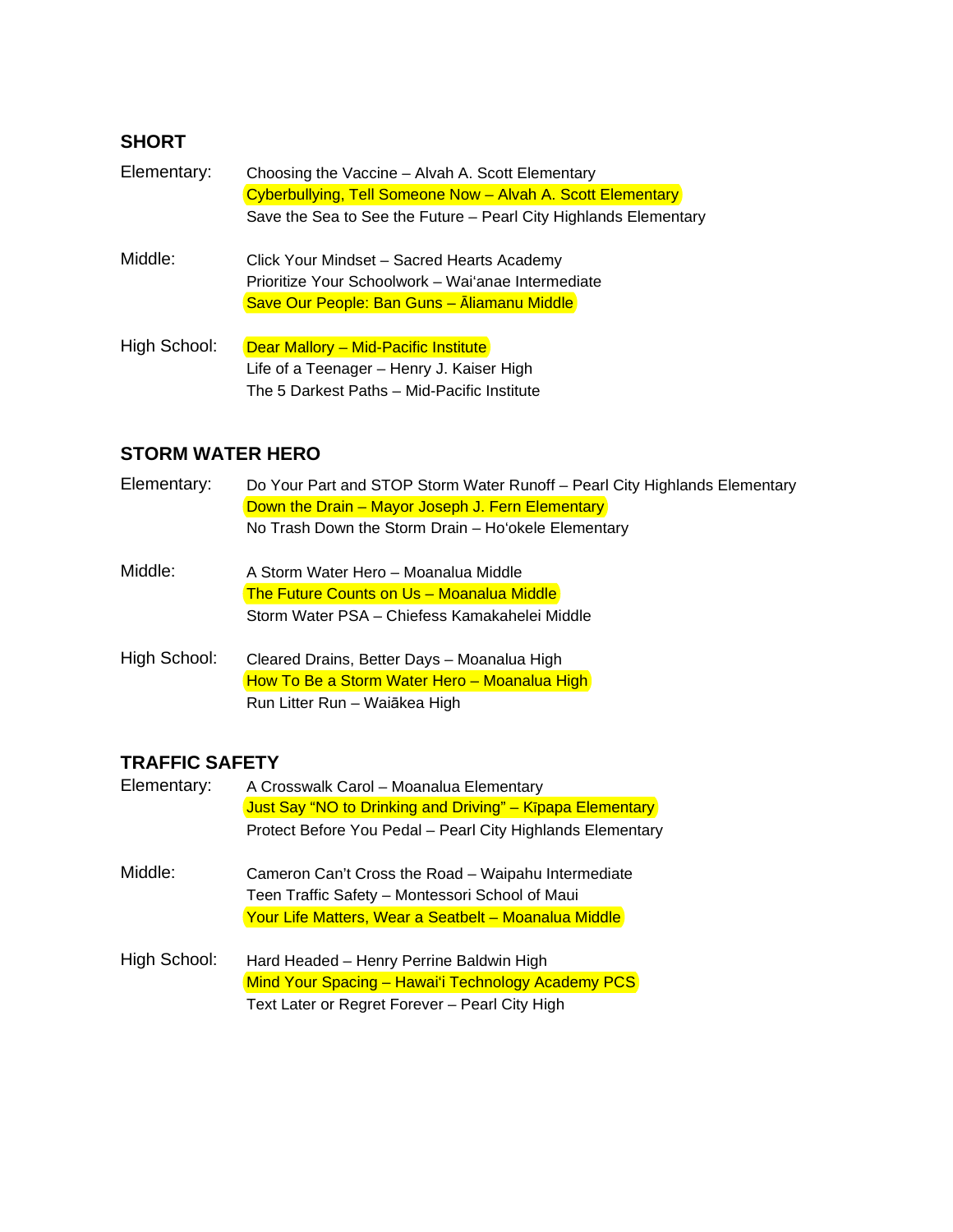## SHORT

**Elementary:**

Choosing the Vaccine – Alvah A. Scott Elementary
Cyberbullying, Tell Someone Now – Alvah A. Scott Elementary
Save the Sea to See the Future – Pearl City Highlands Elementary

**Middle:**

Click Your Mindset – Sacred Hearts Academy
Prioritize Your Schoolwork – Waiʻanae Intermediate
Save Our People: Ban Guns – Āliamanu Middle

**High School:**

Dear Mallory – Mid-Pacific Institute
Life of a Teenager – Henry J. Kaiser High
The 5 Darkest Paths – Mid-Pacific Institute

## STORM WATER HERO

**Elementary:**

Do Your Part and STOP Storm Water Runoff – Pearl City Highlands Elementary
Down the Drain – Mayor Joseph J. Fern Elementary
No Trash Down the Storm Drain – Hoʻokele Elementary

**Middle:**

A Storm Water Hero – Moanalua Middle
The Future Counts on Us – Moanalua Middle
Storm Water PSA – Chiefess Kamakahelei Middle

**High School:**

Cleared Drains, Better Days – Moanalua High
How To Be a Storm Water Hero – Moanalua High
Run Litter Run – Waiākea High

## TRAFFIC SAFETY

**Elementary:**

A Crosswalk Carol – Moanalua Elementary
Just Say "NO to Drinking and Driving" – Kīpapa Elementary
Protect Before You Pedal – Pearl City Highlands Elementary

**Middle:**

Cameron Can't Cross the Road – Waipahu Intermediate
Teen Traffic Safety – Montessori School of Maui
Your Life Matters, Wear a Seatbelt – Moanalua Middle

**High School:**

Hard Headed – Henry Perrine Baldwin High
Mind Your Spacing – Hawaiʻi Technology Academy PCS
Text Later or Regret Forever – Pearl City High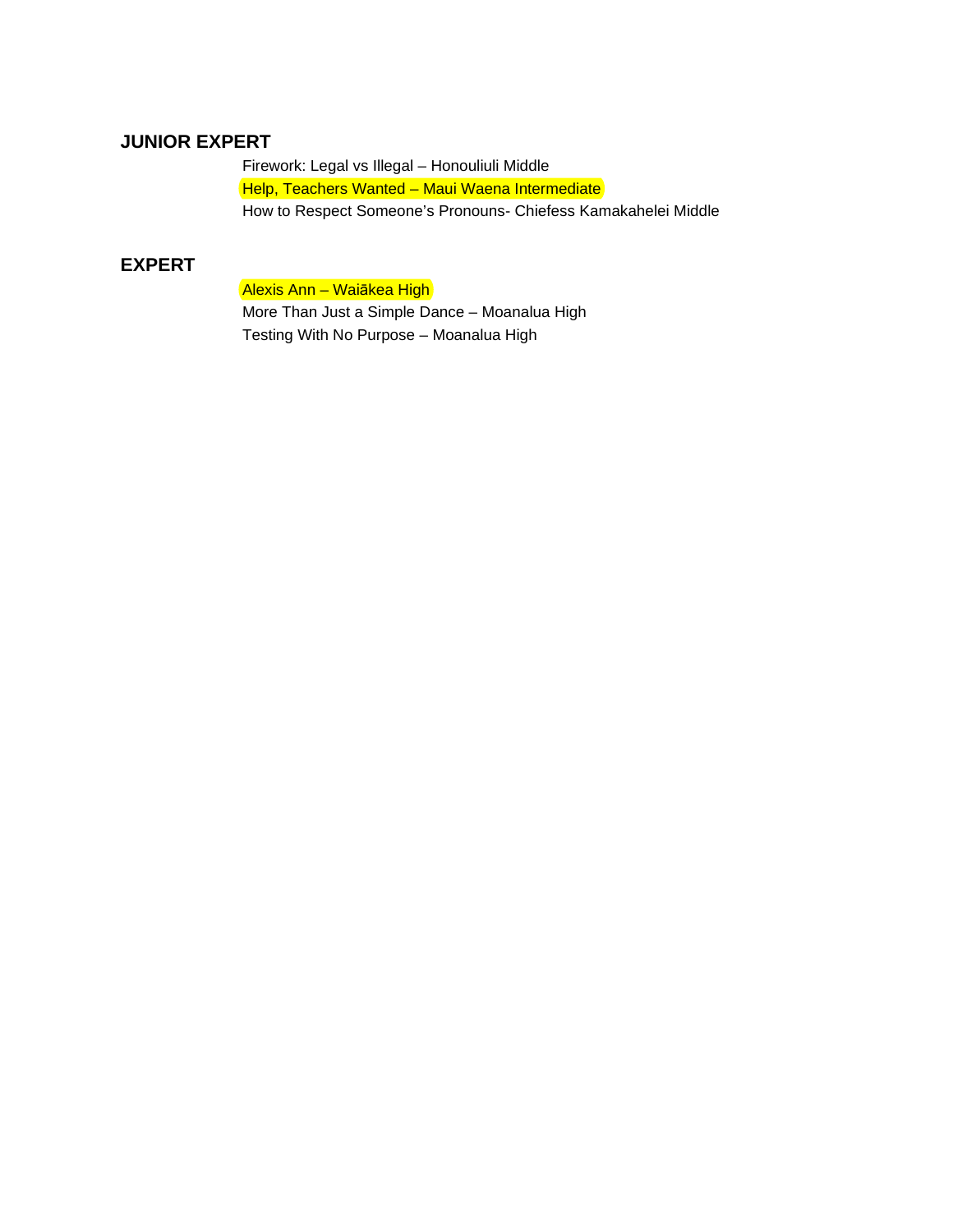## JUNIOR EXPERT

Firework: Legal vs Illegal – Honouliuli Middle
Help, Teachers Wanted – Maui Waena Intermediate
How to Respect Someone's Pronouns- Chiefess Kamakahelei Middle

## EXPERT

Alexis Ann – Waiākea High
More Than Just a Simple Dance – Moanalua High
Testing With No Purpose – Moanalua High